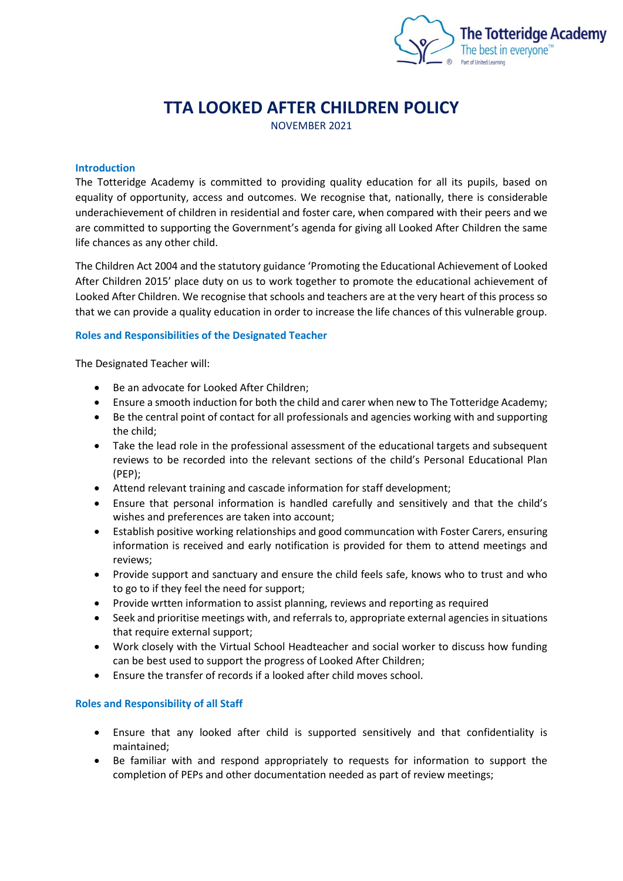# TTA LOOKED AFTER CHILDREN POLICY

NOVEMBER 2021

## Introduction

The Totteridge Academy is committed to providing quality education for all its pupils, based on equality of opportunity, access and outcomes. We recognise that, nationally, there is considerable underachievement of children in residential and foster care, when compared with their peers and we are committed to supporting the Government's agenda for giving all Looked After Children the same life chances as any other child.

The Children Act 2004 and the statutory guidance 'Promoting the Educational Achievement of Looked After Children 2015' place duty on us to work together to promote the educational achievement of Looked After Children. We recognise that schools and teachers are at the very heart of this process so that we can provide a quality education in order to increase the life chances of this vulnerable group.

## Roles and Responsibilities of the Designated Teacher

The Designated Teacher will:

- Be an advocate for Looked After Children;
- Ensure a smooth induction for both the child and carer when new to The Totteridge Academy;
- Be the central point of contact for all professionals and agencies working with and supporting the child;
- Take the lead role in the professional assessment of the educational targets and subsequent reviews to be recorded into the relevant sections of the child's Personal Educational Plan (PEP);
- Attend relevant training and cascade information for staff development;
- Ensure that personal information is handled carefully and sensitively and that the child's wishes and preferences are taken into account;
- Establish positive working relationships and good communcation with Foster Carers, ensuring information is received and early notification is provided for them to attend meetings and reviews;
- Provide support and sanctuary and ensure the child feels safe, knows who to trust and who to go to if they feel the need for support;
- Provide wrtten information to assist planning, reviews and reporting as required
- Seek and prioritise meetings with, and referrals to, appropriate external agencies in situations that require external support;
- Work closely with the Virtual School Headteacher and social worker to discuss how funding can be best used to support the progress of Looked After Children;
- Ensure the transfer of records if a looked after child moves school.

## Roles and Responsibility of all Staff

- Ensure that any looked after child is supported sensitively and that confidentiality is maintained;
- Be familiar with and respond appropriately to requests for information to support the completion of PEPs and other documentation needed as part of review meetings;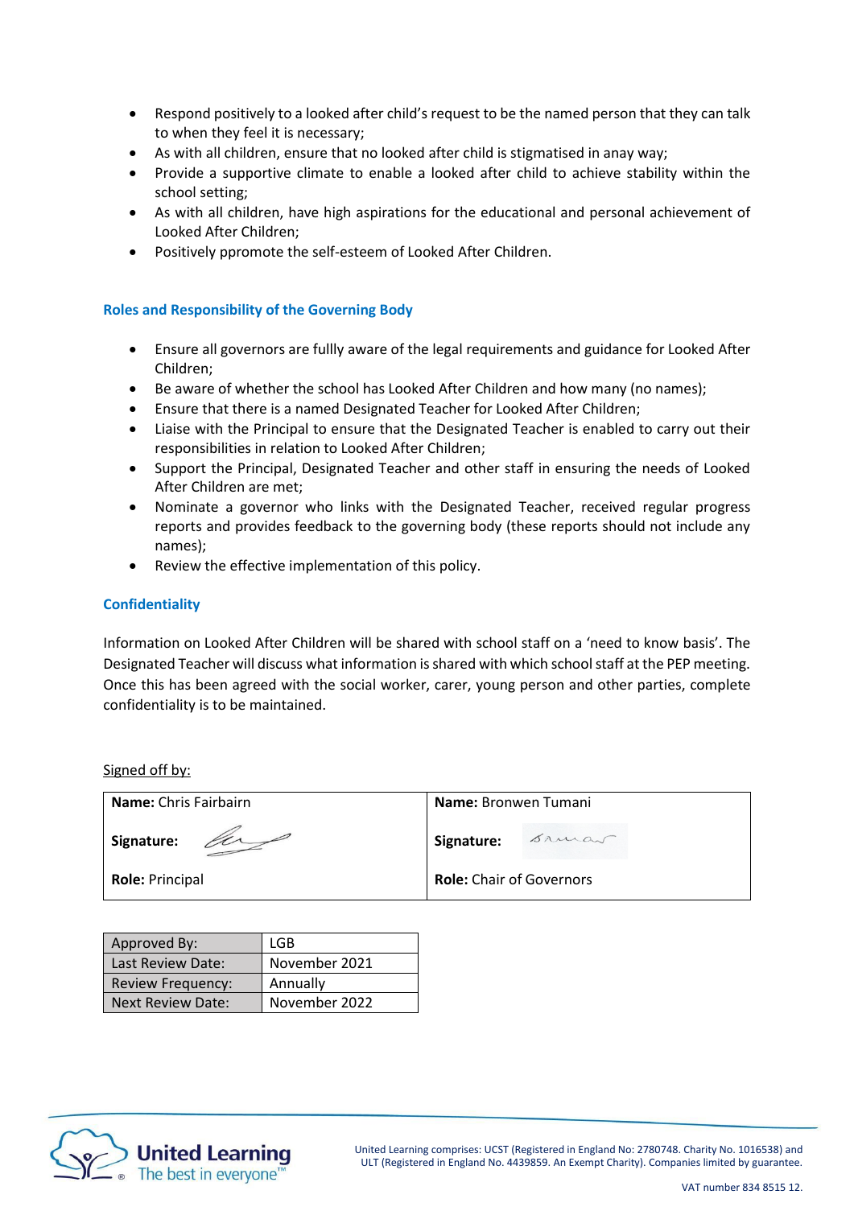- Respond positively to a looked after child's request to be the named person that they can talk to when they feel it is necessary;
- As with all children, ensure that no looked after child is stigmatised in anay way;
- Provide a supportive climate to enable a looked after child to achieve stability within the school setting;
- As with all children, have high aspirations for the educational and personal achievement of Looked After Children;
- Positively ppromote the self-esteem of Looked After Children.

## Roles and Responsibility of the Governing Body

- Ensure all governors are fullly aware of the legal requirements and guidance for Looked After Children;
- Be aware of whether the school has Looked After Children and how many (no names);
- Ensure that there is a named Designated Teacher for Looked After Children;
- Liaise with the Principal to ensure that the Designated Teacher is enabled to carry out their responsibilities in relation to Looked After Children;
- Support the Principal, Designated Teacher and other staff in ensuring the needs of Looked After Children are met;
- Nominate a governor who links with the Designated Teacher, received regular progress reports and provides feedback to the governing body (these reports should not include any names);
- Review the effective implementation of this policy.

## Confidentiality

Information on Looked After Children will be shared with school staff on a 'need to know basis'. The Designated Teacher will discuss what information is shared with which school staff at the PEP meeting. Once this has been agreed with the social worker, carer, young person and other parties, complete confidentiality is to be maintained.

Signed off by:

| | |
|---|---|
| **Name:** Chris Fairbairn | **Name:** Bronwen Tumani |
| **Signature:** | **Signature:** |
| **Role:** Principal | **Role:** Chair of Governors |

| | |
|---|---|
| Approved By: | LGB |
| Last Review Date: | November 2021 |
| Review Frequency: | Annually |
| Next Review Date: | November 2022 |

United Learning
The best in everyone™

United Learning comprises: UCST (Registered in England No: 2780748. Charity No. 1016538) and ULT (Registered in England No. 4439859. An Exempt Charity). Companies limited by guarantee.

VAT number 834 8515 12.